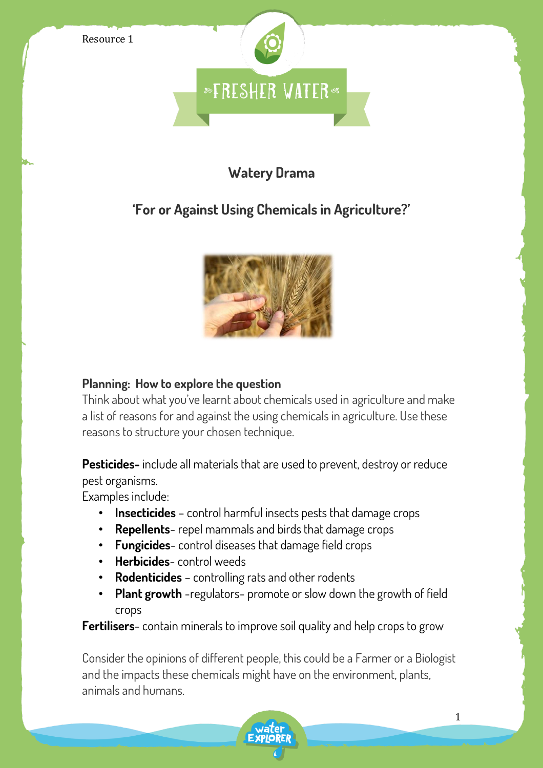Resource 1

# FRESHER WATER

## Watery Drama

## 'For or Against Using Chemicals in Agriculture?'

### Planning: How to explore the question

Think about what you've learnt about chemicals used in agriculture and make a list of reasons for and against the using chemicals in agriculture. Use these reasons to structure your chosen technique.

**Pesticides-** include all materials that are used to prevent, destroy or reduce pest organisms.

Examples include:

- **Insecticides** – control harmful insects pests that damage crops
- **Repellents**- repel mammals and birds that damage crops
- **Fungicides**- control diseases that damage field crops
- **Herbicides**- control weeds
- **Rodenticides** – controlling rats and other rodents
- **Plant growth** -regulators- promote or slow down the growth of field crops

**Fertilisers**- contain minerals to improve soil quality and help crops to grow

Consider the opinions of different people, this could be a Farmer or a Biologist and the impacts these chemicals might have on the environment, plants, animals and humans.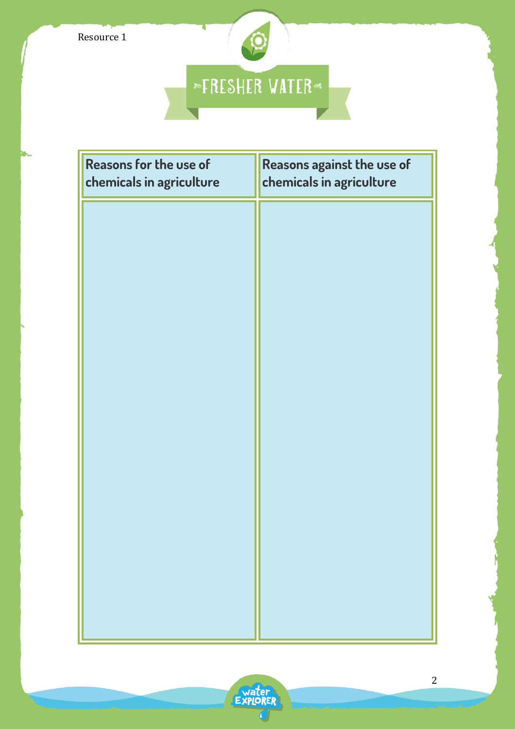Resource 1

# FRESHER WATER

| Reasons for the use of chemicals in agriculture | Reasons against the use of chemicals in agriculture |
| --- | --- |
| | |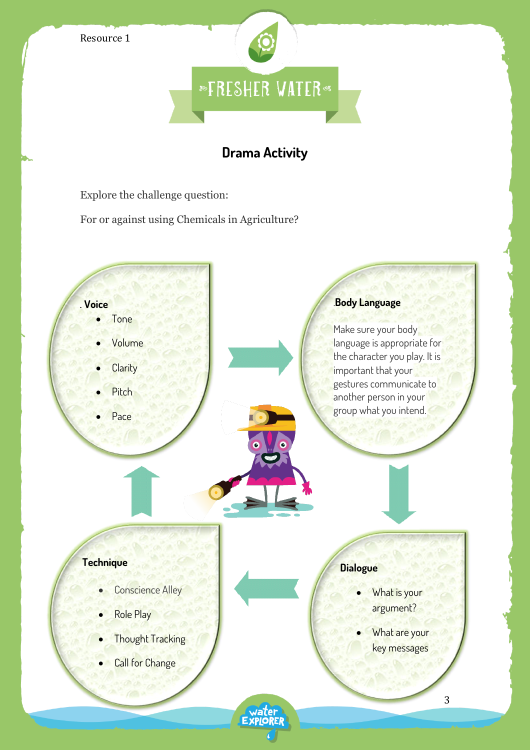Resource 1

FRESHER WATER

## Drama Activity

Explore the challenge question:

For or against using Chemicals in Agriculture?

. **Voice**

- Tone
- Volume
- Clarity
- Pitch
- Pace

.**Body Language**

Make sure your body language is appropriate for the character you play. It is important that your gestures communicate to another person in your group what you intend.

**Dialogue**

- What is your argument?
- What are your key messages

**Technique**

- Conscience Alley
- Role Play
- Thought Tracking
- Call for Change